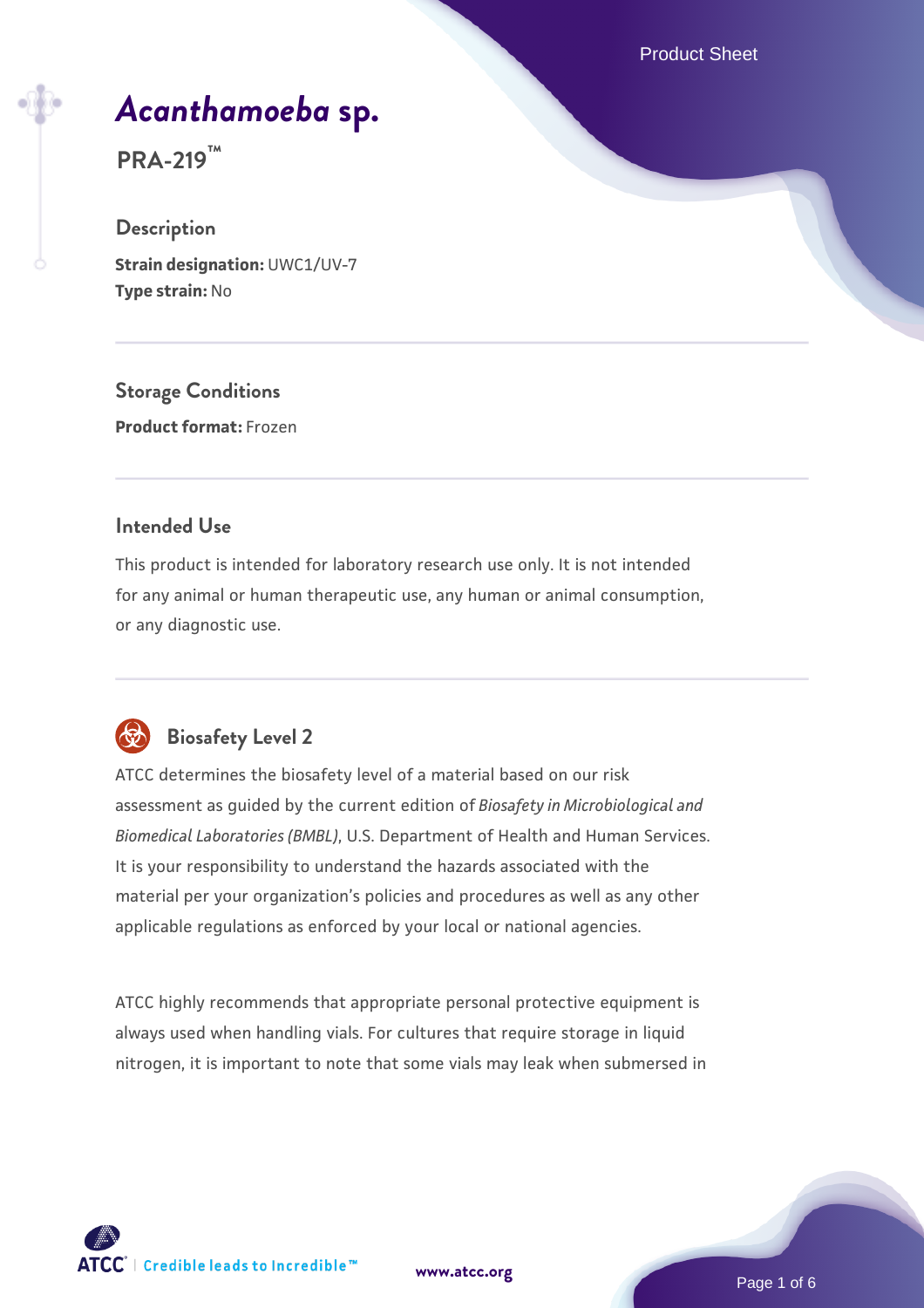# *Acanthamoeba* sp.

**PRA-219™**

## Description

**Strain designation:** UWC1/UV-7
**Type strain:** No

## Storage Conditions

**Product format:** Frozen

## Intended Use

This product is intended for laboratory research use only. It is not intended for any animal or human therapeutic use, any human or animal consumption, or any diagnostic use.

## Biosafety Level 2

ATCC determines the biosafety level of a material based on our risk assessment as guided by the current edition of *Biosafety in Microbiological and Biomedical Laboratories (BMBL)*, U.S. Department of Health and Human Services. It is your responsibility to understand the hazards associated with the material per your organization's policies and procedures as well as any other applicable regulations as enforced by your local or national agencies.

ATCC highly recommends that appropriate personal protective equipment is always used when handling vials. For cultures that require storage in liquid nitrogen, it is important to note that some vials may leak when submersed in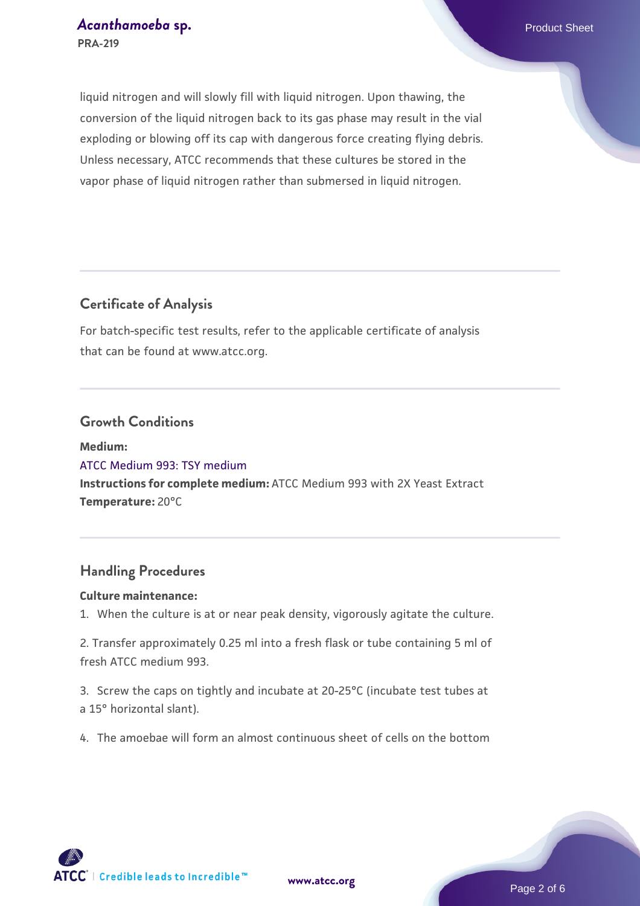liquid nitrogen and will slowly fill with liquid nitrogen. Upon thawing, the conversion of the liquid nitrogen back to its gas phase may result in the vial exploding or blowing off its cap with dangerous force creating flying debris. Unless necessary, ATCC recommends that these cultures be stored in the vapor phase of liquid nitrogen rather than submersed in liquid nitrogen.

## Certificate of Analysis

For batch-specific test results, refer to the applicable certificate of analysis that can be found at www.atcc.org.

## Growth Conditions

**Medium:**
ATCC Medium 993: TSY medium
**Instructions for complete medium:** ATCC Medium 993 with 2X Yeast Extract
**Temperature:** 20°C

## Handling Procedures

**Culture maintenance:**

1. When the culture is at or near peak density, vigorously agitate the culture.

2. Transfer approximately 0.25 ml into a fresh flask or tube containing 5 ml of fresh ATCC medium 993.

3. Screw the caps on tightly and incubate at 20-25°C (incubate test tubes at a 15° horizontal slant).

4. The amoebae will form an almost continuous sheet of cells on the bottom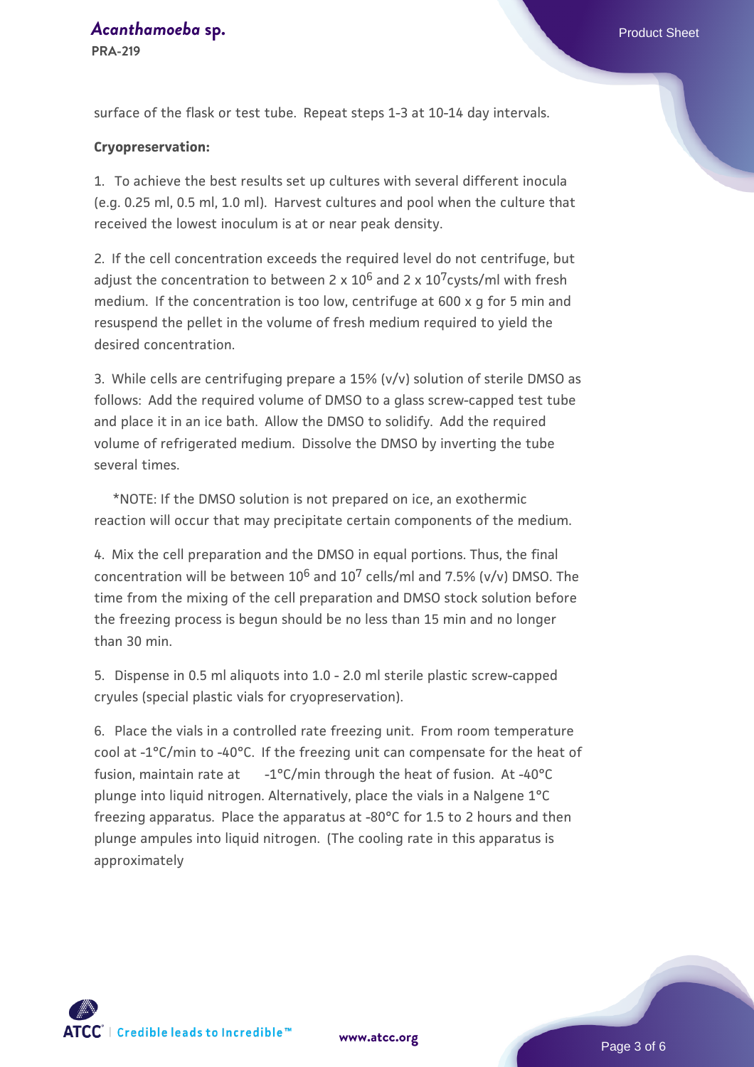surface of the flask or test tube. Repeat steps 1-3 at 10-14 day intervals.

**Cryopreservation:**

1. To achieve the best results set up cultures with several different inocula (e.g. 0.25 ml, 0.5 ml, 1.0 ml). Harvest cultures and pool when the culture that received the lowest inoculum is at or near peak density.

2. If the cell concentration exceeds the required level do not centrifuge, but adjust the concentration to between 2 x $10^6$ and 2 x $10^7$cysts/ml with fresh medium. If the concentration is too low, centrifuge at 600 x g for 5 min and resuspend the pellet in the volume of fresh medium required to yield the desired concentration.

3. While cells are centrifuging prepare a 15% (v/v) solution of sterile DMSO as follows: Add the required volume of DMSO to a glass screw-capped test tube and place it in an ice bath. Allow the DMSO to solidify. Add the required volume of refrigerated medium. Dissolve the DMSO by inverting the tube several times.

*NOTE: If the DMSO solution is not prepared on ice, an exothermic reaction will occur that may precipitate certain components of the medium.

4. Mix the cell preparation and the DMSO in equal portions. Thus, the final concentration will be between $10^6$ and $10^7$ cells/ml and 7.5% (v/v) DMSO. The time from the mixing of the cell preparation and DMSO stock solution before the freezing process is begun should be no less than 15 min and no longer than 30 min.

5. Dispense in 0.5 ml aliquots into 1.0 - 2.0 ml sterile plastic screw-capped cryules (special plastic vials for cryopreservation).

6. Place the vials in a controlled rate freezing unit. From room temperature cool at -1°C/min to -40°C. If the freezing unit can compensate for the heat of fusion, maintain rate at -1°C/min through the heat of fusion. At -40°C plunge into liquid nitrogen. Alternatively, place the vials in a Nalgene 1°C freezing apparatus. Place the apparatus at -80°C for 1.5 to 2 hours and then plunge ampules into liquid nitrogen. (The cooling rate in this apparatus is approximately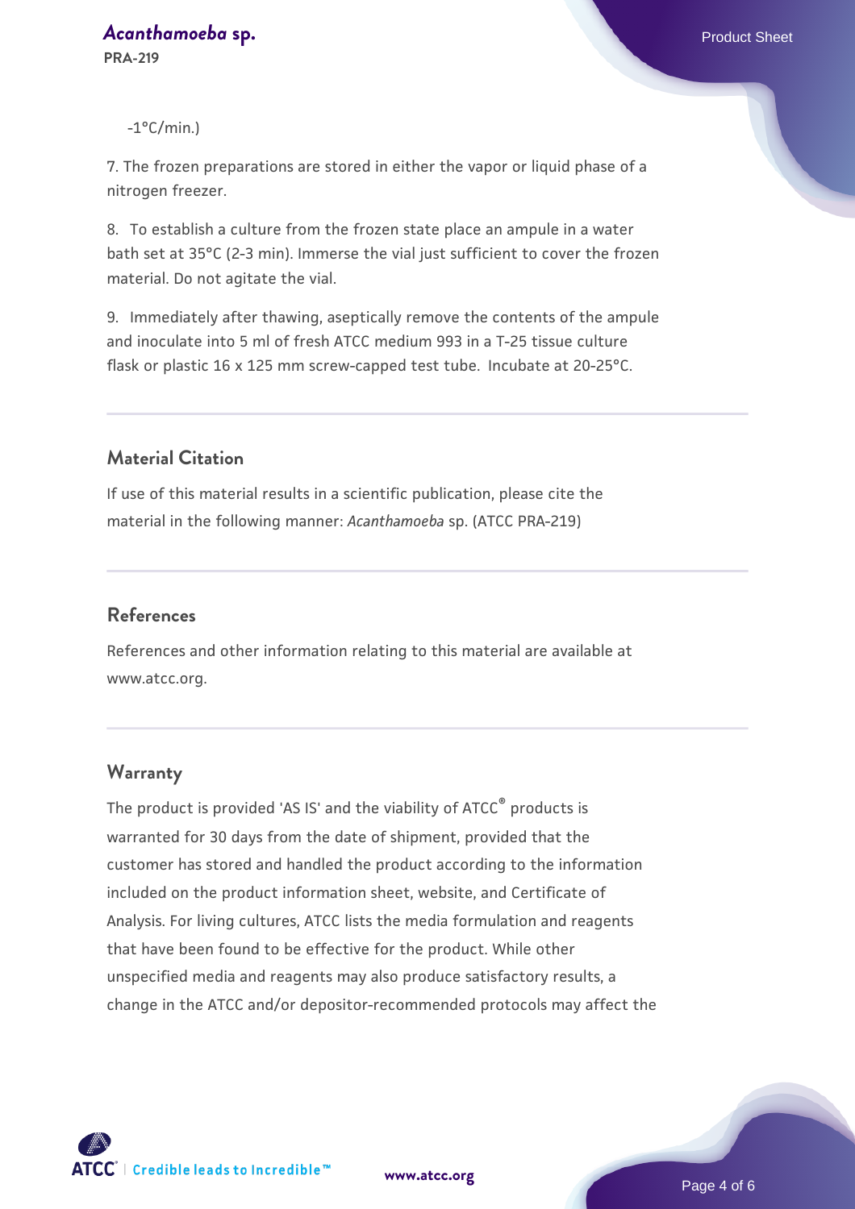-1°C/min.)

7. The frozen preparations are stored in either the vapor or liquid phase of a nitrogen freezer.

8. To establish a culture from the frozen state place an ampule in a water bath set at 35°C (2-3 min). Immerse the vial just sufficient to cover the frozen material. Do not agitate the vial.

9. Immediately after thawing, aseptically remove the contents of the ampule and inoculate into 5 ml of fresh ATCC medium 993 in a T-25 tissue culture flask or plastic 16 x 125 mm screw-capped test tube. Incubate at 20-25°C.

## Material Citation

If use of this material results in a scientific publication, please cite the material in the following manner: *Acanthamoeba* sp. (ATCC PRA-219)

## References

References and other information relating to this material are available at www.atcc.org.

## Warranty

The product is provided 'AS IS' and the viability of ATCC® products is warranted for 30 days from the date of shipment, provided that the customer has stored and handled the product according to the information included on the product information sheet, website, and Certificate of Analysis. For living cultures, ATCC lists the media formulation and reagents that have been found to be effective for the product. While other unspecified media and reagents may also produce satisfactory results, a change in the ATCC and/or depositor-recommended protocols may affect the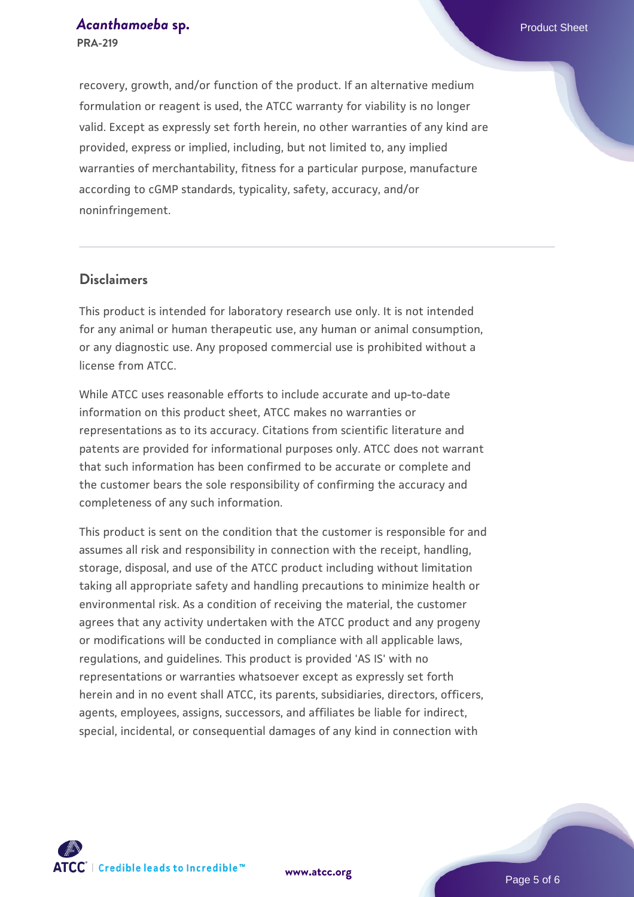recovery, growth, and/or function of the product. If an alternative medium formulation or reagent is used, the ATCC warranty for viability is no longer valid. Except as expressly set forth herein, no other warranties of any kind are provided, express or implied, including, but not limited to, any implied warranties of merchantability, fitness for a particular purpose, manufacture according to cGMP standards, typicality, safety, accuracy, and/or noninfringement.

## Disclaimers

This product is intended for laboratory research use only. It is not intended for any animal or human therapeutic use, any human or animal consumption, or any diagnostic use. Any proposed commercial use is prohibited without a license from ATCC.

While ATCC uses reasonable efforts to include accurate and up-to-date information on this product sheet, ATCC makes no warranties or representations as to its accuracy. Citations from scientific literature and patents are provided for informational purposes only. ATCC does not warrant that such information has been confirmed to be accurate or complete and the customer bears the sole responsibility of confirming the accuracy and completeness of any such information.

This product is sent on the condition that the customer is responsible for and assumes all risk and responsibility in connection with the receipt, handling, storage, disposal, and use of the ATCC product including without limitation taking all appropriate safety and handling precautions to minimize health or environmental risk. As a condition of receiving the material, the customer agrees that any activity undertaken with the ATCC product and any progeny or modifications will be conducted in compliance with all applicable laws, regulations, and guidelines. This product is provided 'AS IS' with no representations or warranties whatsoever except as expressly set forth herein and in no event shall ATCC, its parents, subsidiaries, directors, officers, agents, employees, assigns, successors, and affiliates be liable for indirect, special, incidental, or consequential damages of any kind in connection with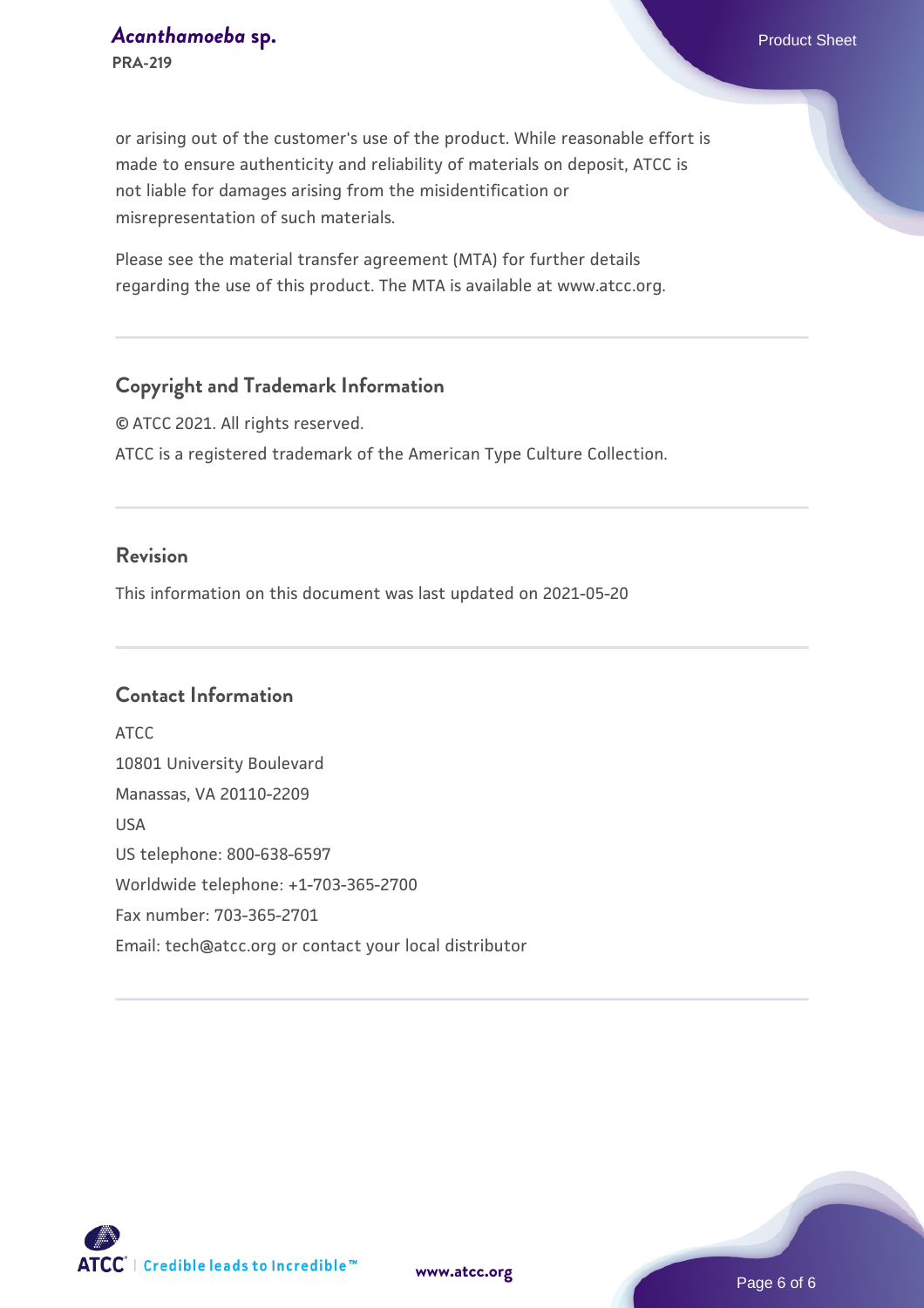or arising out of the customer's use of the product. While reasonable effort is made to ensure authenticity and reliability of materials on deposit, ATCC is not liable for damages arising from the misidentification or misrepresentation of such materials.

Please see the material transfer agreement (MTA) for further details regarding the use of this product. The MTA is available at www.atcc.org.

## Copyright and Trademark Information

© ATCC 2021. All rights reserved.

ATCC is a registered trademark of the American Type Culture Collection.

## Revision

This information on this document was last updated on 2021-05-20

## Contact Information

ATCC
10801 University Boulevard
Manassas, VA 20110-2209
USA
US telephone: 800-638-6597
Worldwide telephone: +1-703-365-2700
Fax number: 703-365-2701
Email: tech@atcc.org or contact your local distributor